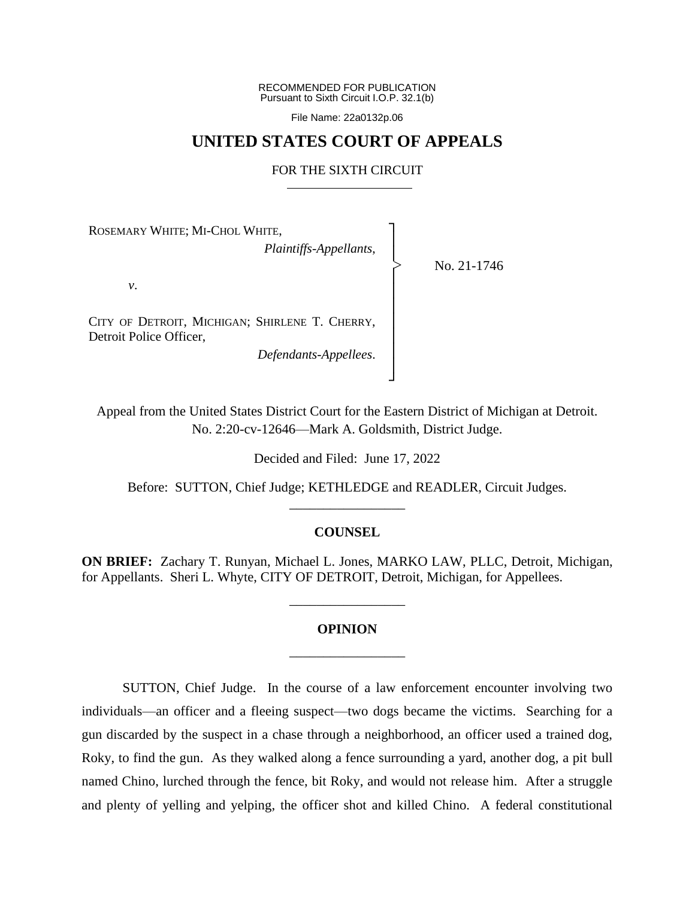RECOMMENDED FOR PUBLICATION
Pursuant to Sixth Circuit I.O.P. 32.1(b)

File Name: 22a0132p.06

# UNITED STATES COURT OF APPEALS

## FOR THE SIXTH CIRCUIT

ROSEMARY WHITE; MI-CHOL WHITE,

*Plaintiffs-Appellants*,

*v*.

CITY OF DETROIT, MICHIGAN; SHIRLENE T. CHERRY, Detroit Police Officer,

*Defendants-Appellees*.

No. 21-1746

Appeal from the United States District Court for the Eastern District of Michigan at Detroit.
No. 2:20-cv-12646—Mark A. Goldsmith, District Judge.

Decided and Filed: June 17, 2022

Before: SUTTON, Chief Judge; KETHLEDGE and READLER, Circuit Judges.

---

### COUNSEL

**ON BRIEF:** Zachary T. Runyan, Michael L. Jones, MARKO LAW, PLLC, Detroit, Michigan, for Appellants. Sheri L. Whyte, CITY OF DETROIT, Detroit, Michigan, for Appellees.

---

### OPINION

---

SUTTON, Chief Judge. In the course of a law enforcement encounter involving two individuals—an officer and a fleeing suspect—two dogs became the victims. Searching for a gun discarded by the suspect in a chase through a neighborhood, an officer used a trained dog, Roky, to find the gun. As they walked along a fence surrounding a yard, another dog, a pit bull named Chino, lurched through the fence, bit Roky, and would not release him. After a struggle and plenty of yelling and yelping, the officer shot and killed Chino. A federal constitutional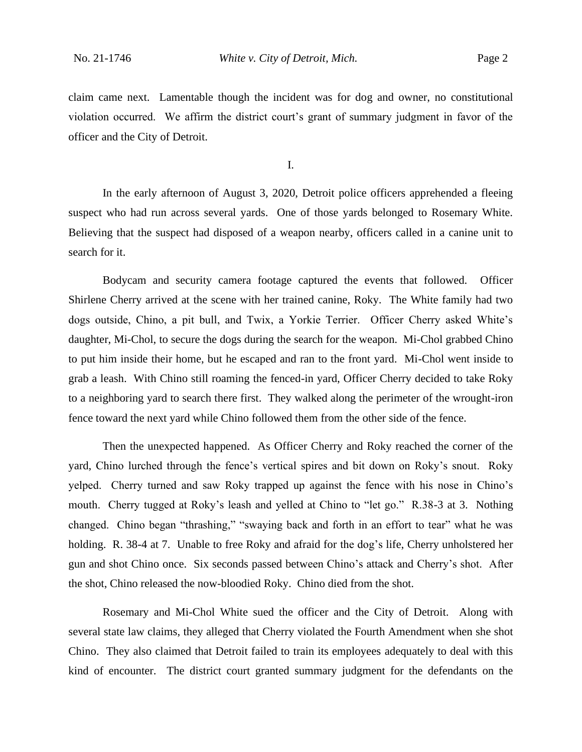claim came next. Lamentable though the incident was for dog and owner, no constitutional violation occurred. We affirm the district court's grant of summary judgment in favor of the officer and the City of Detroit.

I.

In the early afternoon of August 3, 2020, Detroit police officers apprehended a fleeing suspect who had run across several yards. One of those yards belonged to Rosemary White. Believing that the suspect had disposed of a weapon nearby, officers called in a canine unit to search for it.

Bodycam and security camera footage captured the events that followed. Officer Shirlene Cherry arrived at the scene with her trained canine, Roky. The White family had two dogs outside, Chino, a pit bull, and Twix, a Yorkie Terrier. Officer Cherry asked White's daughter, Mi-Chol, to secure the dogs during the search for the weapon. Mi-Chol grabbed Chino to put him inside their home, but he escaped and ran to the front yard. Mi-Chol went inside to grab a leash. With Chino still roaming the fenced-in yard, Officer Cherry decided to take Roky to a neighboring yard to search there first. They walked along the perimeter of the wrought-iron fence toward the next yard while Chino followed them from the other side of the fence.

Then the unexpected happened. As Officer Cherry and Roky reached the corner of the yard, Chino lurched through the fence's vertical spires and bit down on Roky's snout. Roky yelped. Cherry turned and saw Roky trapped up against the fence with his nose in Chino's mouth. Cherry tugged at Roky's leash and yelled at Chino to "let go." R.38-3 at 3. Nothing changed. Chino began "thrashing," "swaying back and forth in an effort to tear" what he was holding. R. 38-4 at 7. Unable to free Roky and afraid for the dog's life, Cherry unholstered her gun and shot Chino once. Six seconds passed between Chino's attack and Cherry's shot. After the shot, Chino released the now-bloodied Roky. Chino died from the shot.

Rosemary and Mi-Chol White sued the officer and the City of Detroit. Along with several state law claims, they alleged that Cherry violated the Fourth Amendment when she shot Chino. They also claimed that Detroit failed to train its employees adequately to deal with this kind of encounter. The district court granted summary judgment for the defendants on the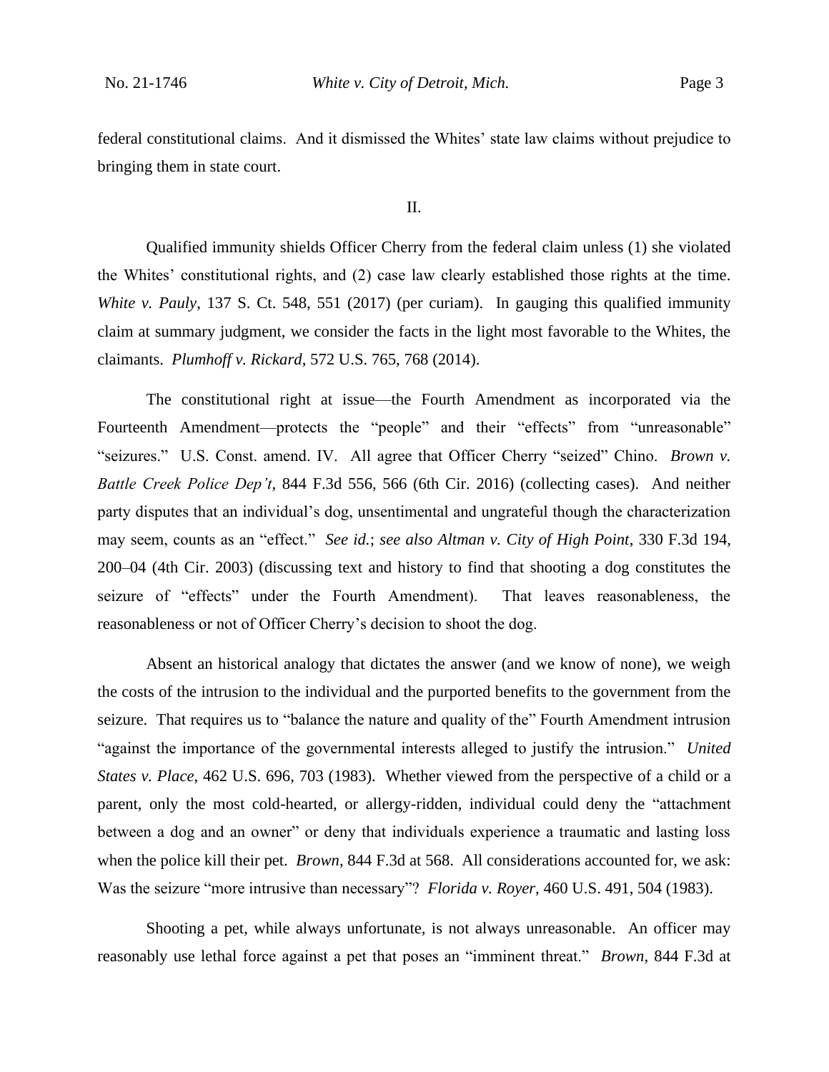federal constitutional claims. And it dismissed the Whites' state law claims without prejudice to bringing them in state court.

II.

Qualified immunity shields Officer Cherry from the federal claim unless (1) she violated the Whites' constitutional rights, and (2) case law clearly established those rights at the time. *White v. Pauly*, 137 S. Ct. 548, 551 (2017) (per curiam). In gauging this qualified immunity claim at summary judgment, we consider the facts in the light most favorable to the Whites, the claimants. *Plumhoff v. Rickard*, 572 U.S. 765, 768 (2014).

The constitutional right at issue—the Fourth Amendment as incorporated via the Fourteenth Amendment—protects the "people" and their "effects" from "unreasonable" "seizures." U.S. Const. amend. IV. All agree that Officer Cherry "seized" Chino. *Brown v. Battle Creek Police Dep't*, 844 F.3d 556, 566 (6th Cir. 2016) (collecting cases). And neither party disputes that an individual's dog, unsentimental and ungrateful though the characterization may seem, counts as an "effect." *See id.*; *see also Altman v. City of High Point*, 330 F.3d 194, 200–04 (4th Cir. 2003) (discussing text and history to find that shooting a dog constitutes the seizure of "effects" under the Fourth Amendment). That leaves reasonableness, the reasonableness or not of Officer Cherry's decision to shoot the dog.

Absent an historical analogy that dictates the answer (and we know of none), we weigh the costs of the intrusion to the individual and the purported benefits to the government from the seizure. That requires us to "balance the nature and quality of the" Fourth Amendment intrusion "against the importance of the governmental interests alleged to justify the intrusion." *United States v. Place*, 462 U.S. 696, 703 (1983). Whether viewed from the perspective of a child or a parent, only the most cold-hearted, or allergy-ridden, individual could deny the "attachment between a dog and an owner" or deny that individuals experience a traumatic and lasting loss when the police kill their pet. *Brown*, 844 F.3d at 568. All considerations accounted for, we ask: Was the seizure "more intrusive than necessary"? *Florida v. Royer*, 460 U.S. 491, 504 (1983).

Shooting a pet, while always unfortunate, is not always unreasonable. An officer may reasonably use lethal force against a pet that poses an "imminent threat." *Brown*, 844 F.3d at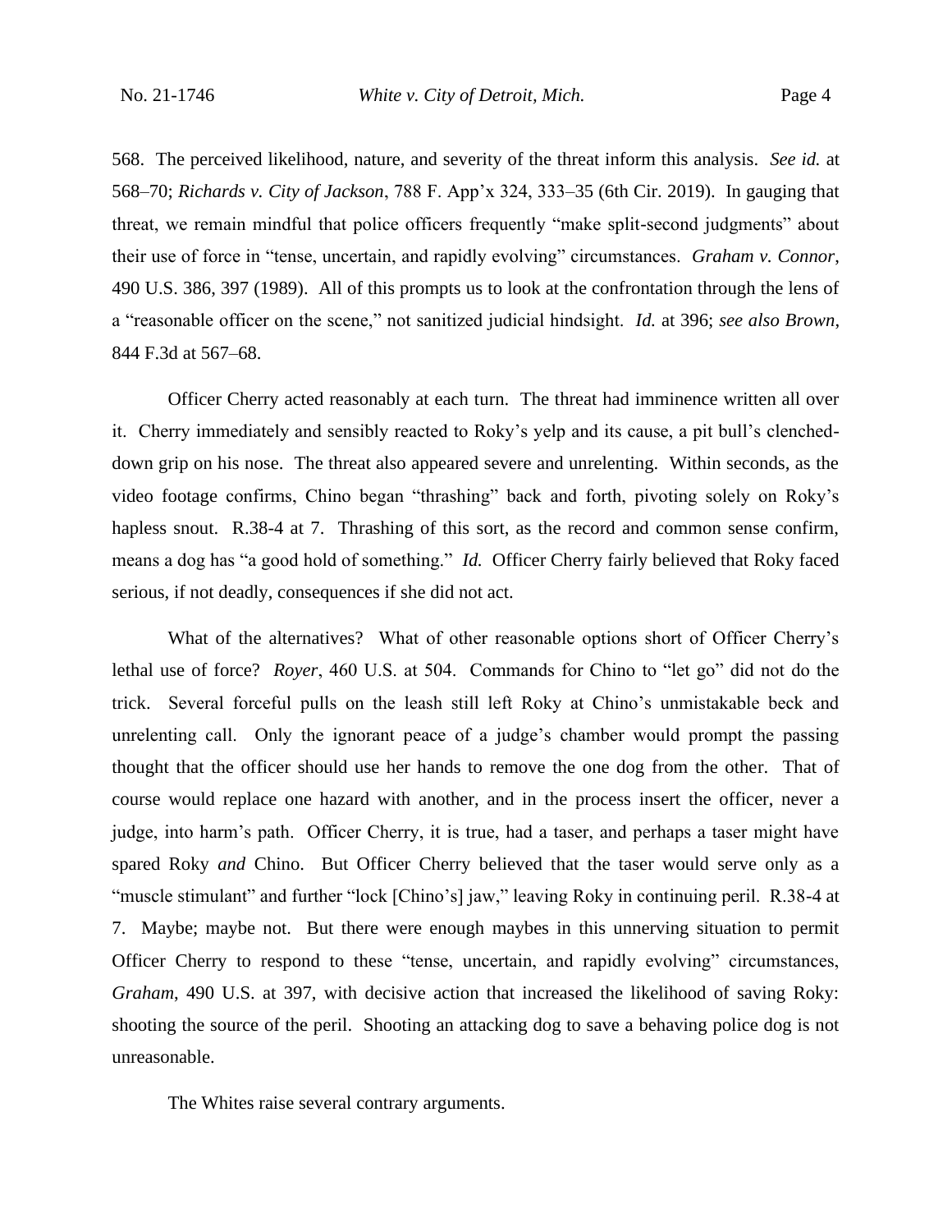568. The perceived likelihood, nature, and severity of the threat inform this analysis. *See id.* at 568–70; *Richards v. City of Jackson*, 788 F. App'x 324, 333–35 (6th Cir. 2019). In gauging that threat, we remain mindful that police officers frequently "make split-second judgments" about their use of force in "tense, uncertain, and rapidly evolving" circumstances. *Graham v. Connor*, 490 U.S. 386, 397 (1989). All of this prompts us to look at the confrontation through the lens of a "reasonable officer on the scene," not sanitized judicial hindsight. *Id.* at 396; *see also Brown*, 844 F.3d at 567–68.

Officer Cherry acted reasonably at each turn. The threat had imminence written all over it. Cherry immediately and sensibly reacted to Roky's yelp and its cause, a pit bull's clenched-down grip on his nose. The threat also appeared severe and unrelenting. Within seconds, as the video footage confirms, Chino began "thrashing" back and forth, pivoting solely on Roky's hapless snout. R.38-4 at 7. Thrashing of this sort, as the record and common sense confirm, means a dog has "a good hold of something." *Id.* Officer Cherry fairly believed that Roky faced serious, if not deadly, consequences if she did not act.

What of the alternatives? What of other reasonable options short of Officer Cherry's lethal use of force? *Royer*, 460 U.S. at 504. Commands for Chino to "let go" did not do the trick. Several forceful pulls on the leash still left Roky at Chino's unmistakable beck and unrelenting call. Only the ignorant peace of a judge's chamber would prompt the passing thought that the officer should use her hands to remove the one dog from the other. That of course would replace one hazard with another, and in the process insert the officer, never a judge, into harm's path. Officer Cherry, it is true, had a taser, and perhaps a taser might have spared Roky *and* Chino. But Officer Cherry believed that the taser would serve only as a "muscle stimulant" and further "lock [Chino's] jaw," leaving Roky in continuing peril. R.38-4 at 7. Maybe; maybe not. But there were enough maybes in this unnerving situation to permit Officer Cherry to respond to these "tense, uncertain, and rapidly evolving" circumstances, *Graham*, 490 U.S. at 397, with decisive action that increased the likelihood of saving Roky: shooting the source of the peril. Shooting an attacking dog to save a behaving police dog is not unreasonable.

The Whites raise several contrary arguments.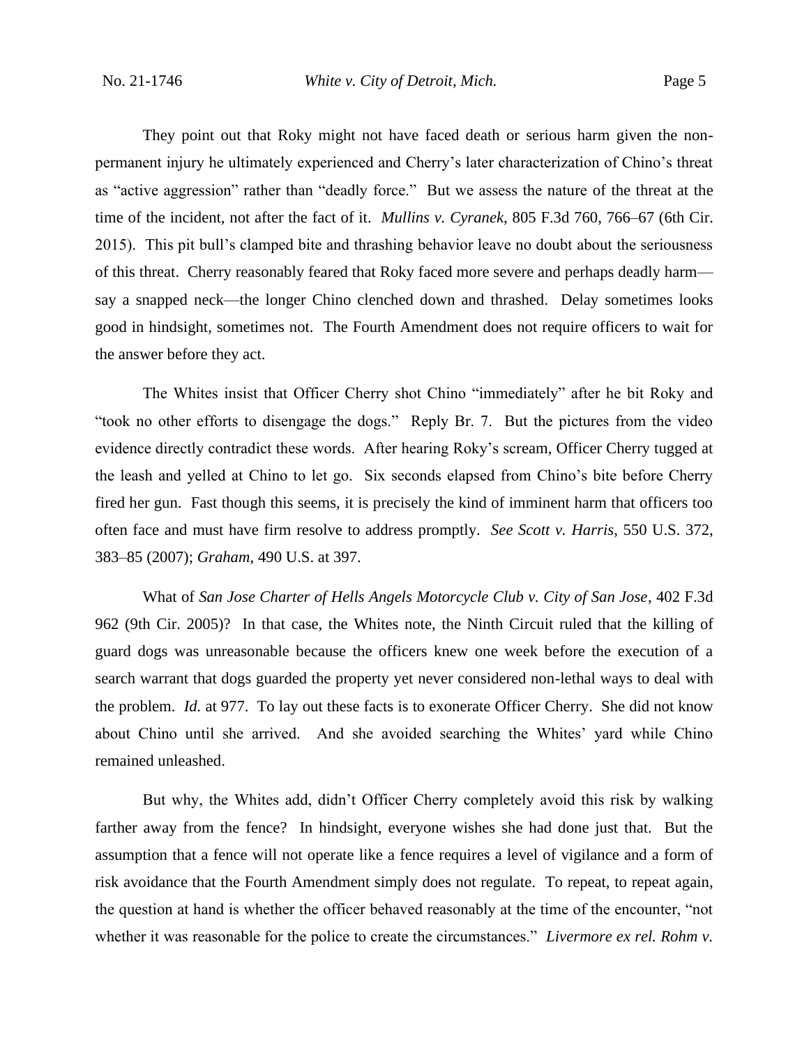They point out that Roky might not have faced death or serious harm given the non-permanent injury he ultimately experienced and Cherry's later characterization of Chino's threat as "active aggression" rather than "deadly force." But we assess the nature of the threat at the time of the incident, not after the fact of it. *Mullins v. Cyranek*, 805 F.3d 760, 766–67 (6th Cir. 2015). This pit bull's clamped bite and thrashing behavior leave no doubt about the seriousness of this threat. Cherry reasonably feared that Roky faced more severe and perhaps deadly harm—say a snapped neck—the longer Chino clenched down and thrashed. Delay sometimes looks good in hindsight, sometimes not. The Fourth Amendment does not require officers to wait for the answer before they act.

The Whites insist that Officer Cherry shot Chino "immediately" after he bit Roky and "took no other efforts to disengage the dogs." Reply Br. 7. But the pictures from the video evidence directly contradict these words. After hearing Roky's scream, Officer Cherry tugged at the leash and yelled at Chino to let go. Six seconds elapsed from Chino's bite before Cherry fired her gun. Fast though this seems, it is precisely the kind of imminent harm that officers too often face and must have firm resolve to address promptly. *See Scott v. Harris*, 550 U.S. 372, 383–85 (2007); *Graham*, 490 U.S. at 397.

What of *San Jose Charter of Hells Angels Motorcycle Club v. City of San Jose*, 402 F.3d 962 (9th Cir. 2005)? In that case, the Whites note, the Ninth Circuit ruled that the killing of guard dogs was unreasonable because the officers knew one week before the execution of a search warrant that dogs guarded the property yet never considered non-lethal ways to deal with the problem. *Id.* at 977. To lay out these facts is to exonerate Officer Cherry. She did not know about Chino until she arrived. And she avoided searching the Whites' yard while Chino remained unleashed.

But why, the Whites add, didn't Officer Cherry completely avoid this risk by walking farther away from the fence? In hindsight, everyone wishes she had done just that. But the assumption that a fence will not operate like a fence requires a level of vigilance and a form of risk avoidance that the Fourth Amendment simply does not regulate. To repeat, to repeat again, the question at hand is whether the officer behaved reasonably at the time of the encounter, "not whether it was reasonable for the police to create the circumstances." *Livermore ex rel. Rohm v.*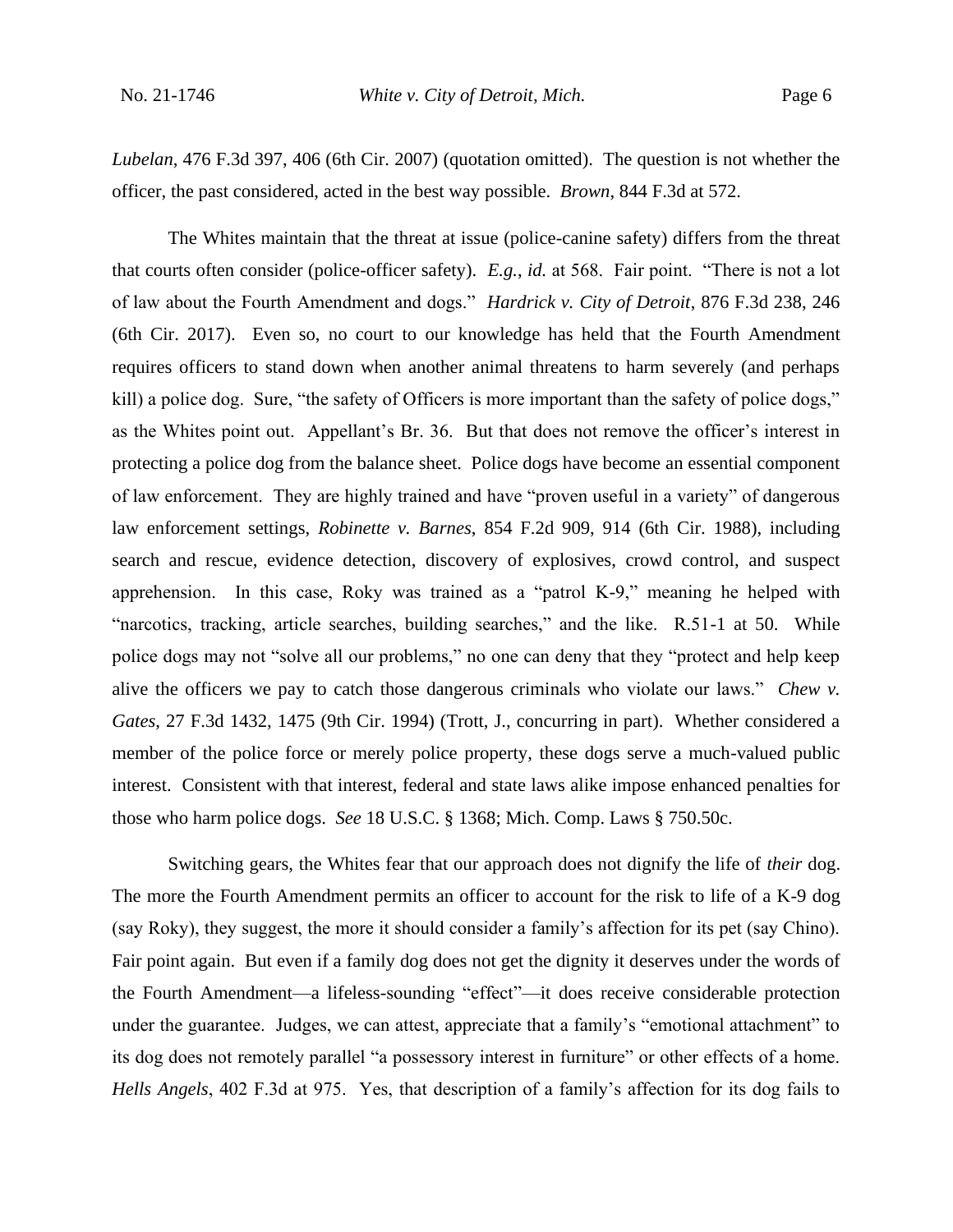*Lubelan*, 476 F.3d 397, 406 (6th Cir. 2007) (quotation omitted). The question is not whether the officer, the past considered, acted in the best way possible. *Brown*, 844 F.3d at 572.

The Whites maintain that the threat at issue (police-canine safety) differs from the threat that courts often consider (police-officer safety). *E.g.*, *id.* at 568. Fair point. "There is not a lot of law about the Fourth Amendment and dogs." *Hardrick v. City of Detroit*, 876 F.3d 238, 246 (6th Cir. 2017). Even so, no court to our knowledge has held that the Fourth Amendment requires officers to stand down when another animal threatens to harm severely (and perhaps kill) a police dog. Sure, "the safety of Officers is more important than the safety of police dogs," as the Whites point out. Appellant's Br. 36. But that does not remove the officer's interest in protecting a police dog from the balance sheet. Police dogs have become an essential component of law enforcement. They are highly trained and have "proven useful in a variety" of dangerous law enforcement settings, *Robinette v. Barnes*, 854 F.2d 909, 914 (6th Cir. 1988), including search and rescue, evidence detection, discovery of explosives, crowd control, and suspect apprehension. In this case, Roky was trained as a "patrol K-9," meaning he helped with "narcotics, tracking, article searches, building searches," and the like. R.51-1 at 50. While police dogs may not "solve all our problems," no one can deny that they "protect and help keep alive the officers we pay to catch those dangerous criminals who violate our laws." *Chew v. Gates*, 27 F.3d 1432, 1475 (9th Cir. 1994) (Trott, J., concurring in part). Whether considered a member of the police force or merely police property, these dogs serve a much-valued public interest. Consistent with that interest, federal and state laws alike impose enhanced penalties for those who harm police dogs. *See* 18 U.S.C. § 1368; Mich. Comp. Laws § 750.50c.

Switching gears, the Whites fear that our approach does not dignify the life of *their* dog. The more the Fourth Amendment permits an officer to account for the risk to life of a K-9 dog (say Roky), they suggest, the more it should consider a family's affection for its pet (say Chino). Fair point again. But even if a family dog does not get the dignity it deserves under the words of the Fourth Amendment—a lifeless-sounding "effect"—it does receive considerable protection under the guarantee. Judges, we can attest, appreciate that a family's "emotional attachment" to its dog does not remotely parallel "a possessory interest in furniture" or other effects of a home. *Hells Angels*, 402 F.3d at 975. Yes, that description of a family's affection for its dog fails to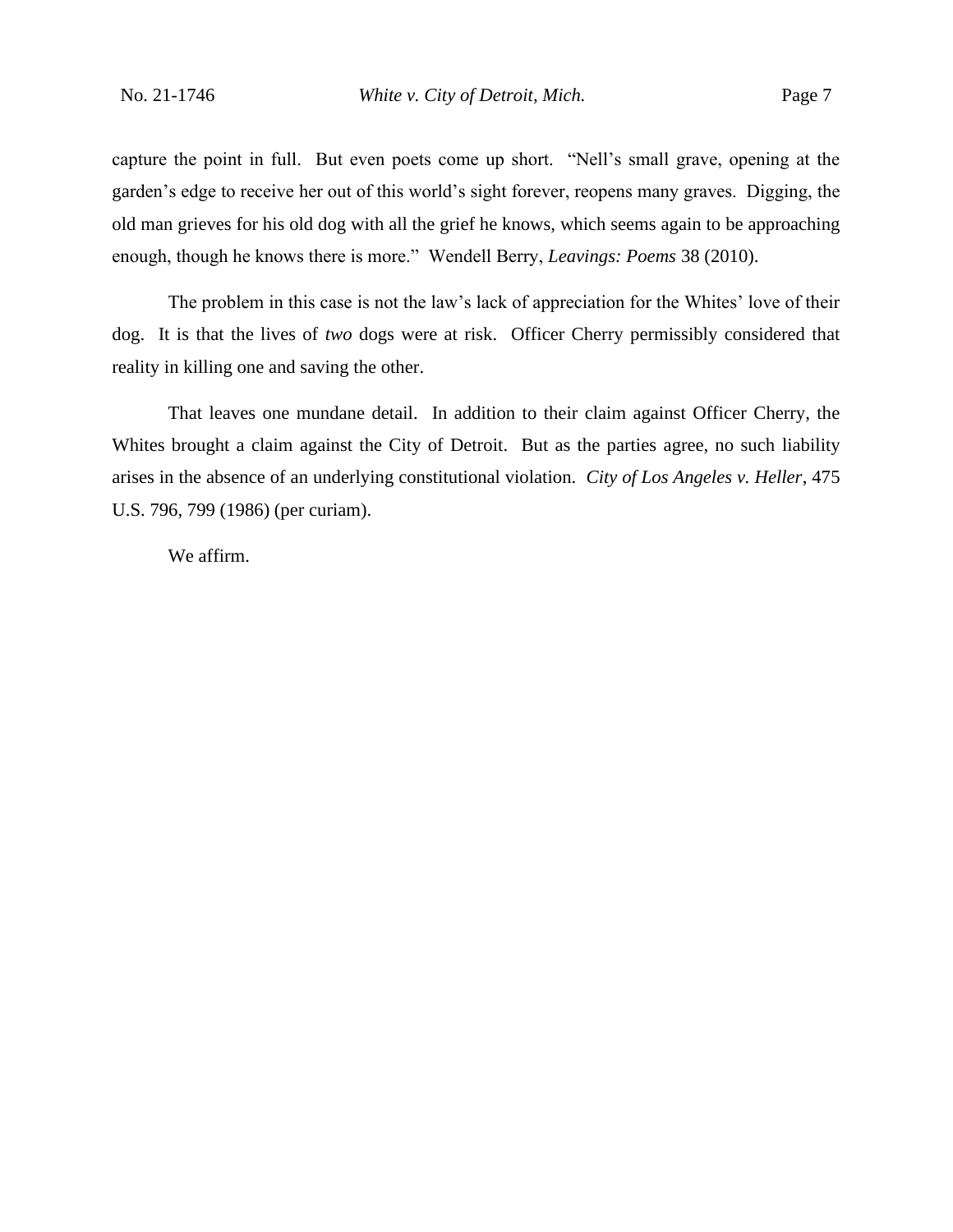capture the point in full. But even poets come up short. "Nell's small grave, opening at the garden's edge to receive her out of this world's sight forever, reopens many graves. Digging, the old man grieves for his old dog with all the grief he knows, which seems again to be approaching enough, though he knows there is more." Wendell Berry, *Leavings: Poems* 38 (2010).

The problem in this case is not the law's lack of appreciation for the Whites' love of their dog. It is that the lives of *two* dogs were at risk. Officer Cherry permissibly considered that reality in killing one and saving the other.

That leaves one mundane detail. In addition to their claim against Officer Cherry, the Whites brought a claim against the City of Detroit. But as the parties agree, no such liability arises in the absence of an underlying constitutional violation. *City of Los Angeles v. Heller*, 475 U.S. 796, 799 (1986) (per curiam).

We affirm.